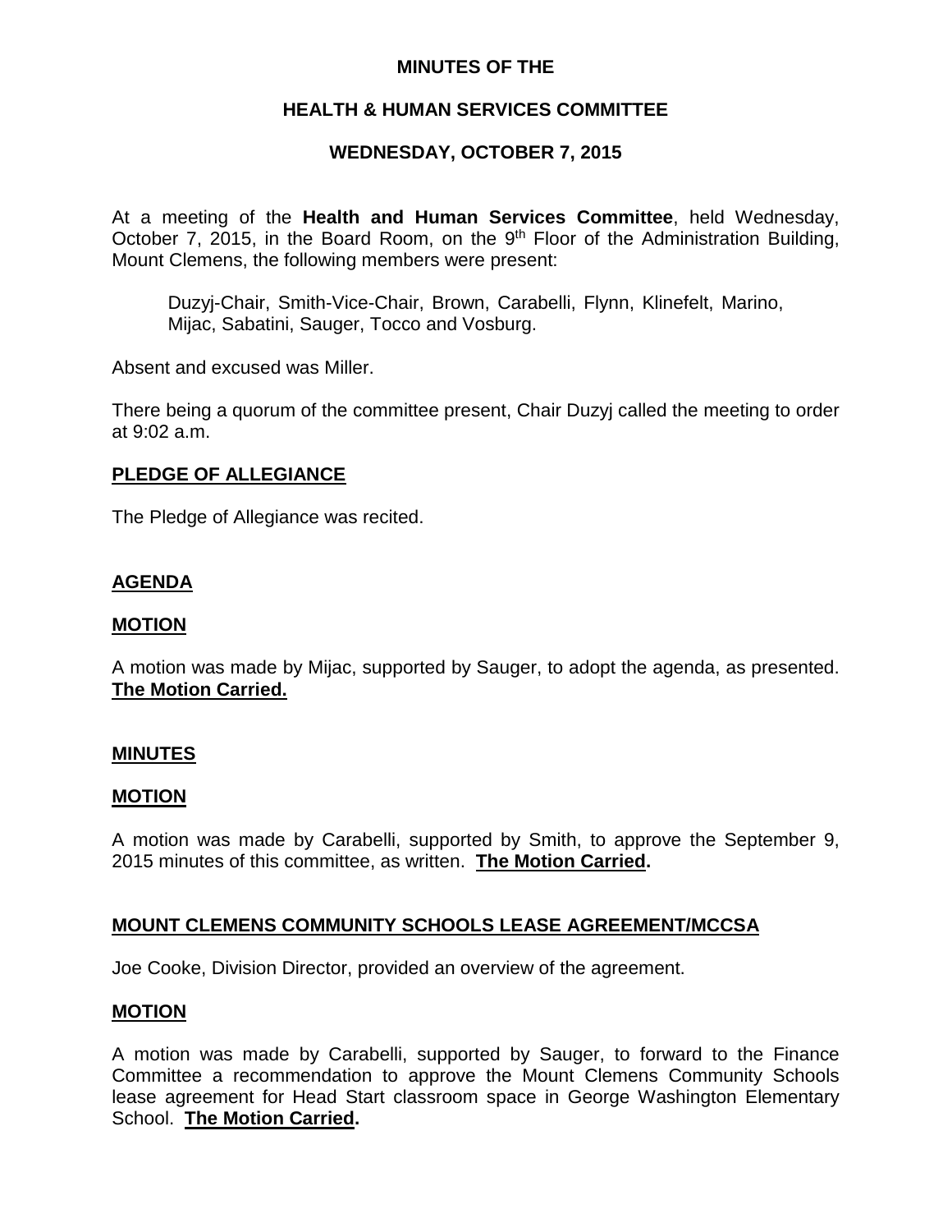# MINUTES OF THE

## HEALTH & HUMAN SERVICES COMMITTEE

## WEDNESDAY, OCTOBER 7, 2015

At a meeting of the **Health and Human Services Committee**, held Wednesday, October 7, 2015, in the Board Room, on the 9th Floor of the Administration Building, Mount Clemens, the following members were present:

Duzyj-Chair, Smith-Vice-Chair, Brown, Carabelli, Flynn, Klinefelt, Marino, Mijac, Sabatini, Sauger, Tocco and Vosburg.

Absent and excused was Miller.

There being a quorum of the committee present, Chair Duzyj called the meeting to order at 9:02 a.m.

**PLEDGE OF ALLEGIANCE**

The Pledge of Allegiance was recited.

**AGENDA**

**MOTION**

A motion was made by Mijac, supported by Sauger, to adopt the agenda, as presented. **The Motion Carried.**

**MINUTES**

**MOTION**

A motion was made by Carabelli, supported by Smith, to approve the September 9, 2015 minutes of this committee, as written. **The Motion Carried.**

**MOUNT CLEMENS COMMUNITY SCHOOLS LEASE AGREEMENT/MCCSA**

Joe Cooke, Division Director, provided an overview of the agreement.

**MOTION**

A motion was made by Carabelli, supported by Sauger, to forward to the Finance Committee a recommendation to approve the Mount Clemens Community Schools lease agreement for Head Start classroom space in George Washington Elementary School. **The Motion Carried.**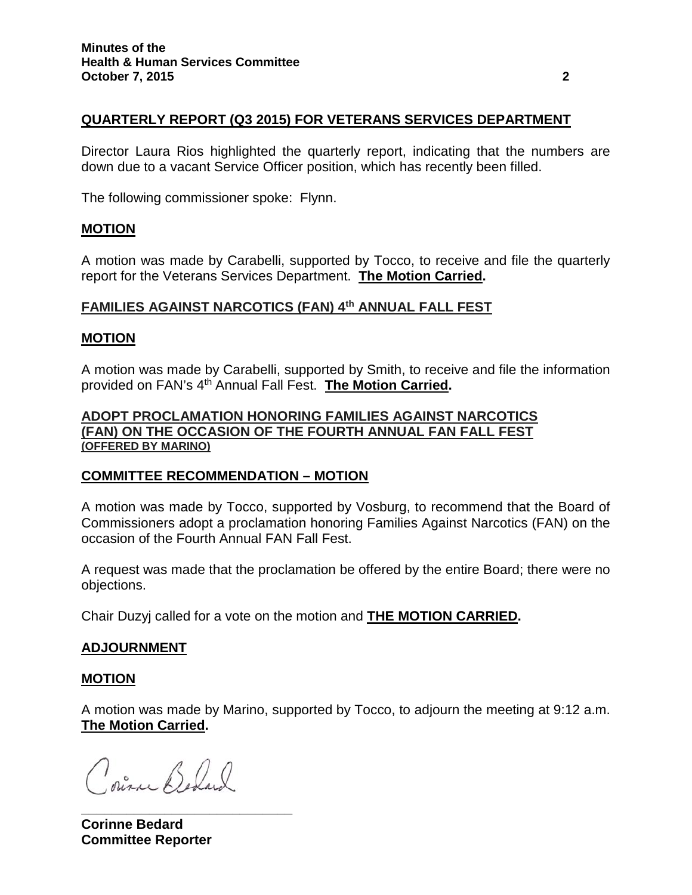## QUARTERLY REPORT (Q3 2015) FOR VETERANS SERVICES DEPARTMENT

Director Laura Rios highlighted the quarterly report, indicating that the numbers are down due to a vacant Service Officer position, which has recently been filled.

The following commissioner spoke: Flynn.

## MOTION

A motion was made by Carabelli, supported by Tocco, to receive and file the quarterly report for the Veterans Services Department. **The Motion Carried.**

## FAMILIES AGAINST NARCOTICS (FAN) 4th ANNUAL FALL FEST

## MOTION

A motion was made by Carabelli, supported by Smith, to receive and file the information provided on FAN's 4th Annual Fall Fest. **The Motion Carried.**

## ADOPT PROCLAMATION HONORING FAMILIES AGAINST NARCOTICS (FAN) ON THE OCCASION OF THE FOURTH ANNUAL FAN FALL FEST
**(OFFERED BY MARINO)**

## COMMITTEE RECOMMENDATION – MOTION

A motion was made by Tocco, supported by Vosburg, to recommend that the Board of Commissioners adopt a proclamation honoring Families Against Narcotics (FAN) on the occasion of the Fourth Annual FAN Fall Fest.

A request was made that the proclamation be offered by the entire Board; there were no objections.

Chair Duzyj called for a vote on the motion and **THE MOTION CARRIED.**

## ADJOURNMENT

## MOTION

A motion was made by Marino, supported by Tocco, to adjourn the meeting at 9:12 a.m. **The Motion Carried.**

Corinne Bedard

\_\_\_\_\_\_\_\_\_\_\_\_\_\_\_\_\_\_\_\_\_\_\_\_\_\_\_\_\_\_

**Corinne Bedard**
**Committee Reporter**